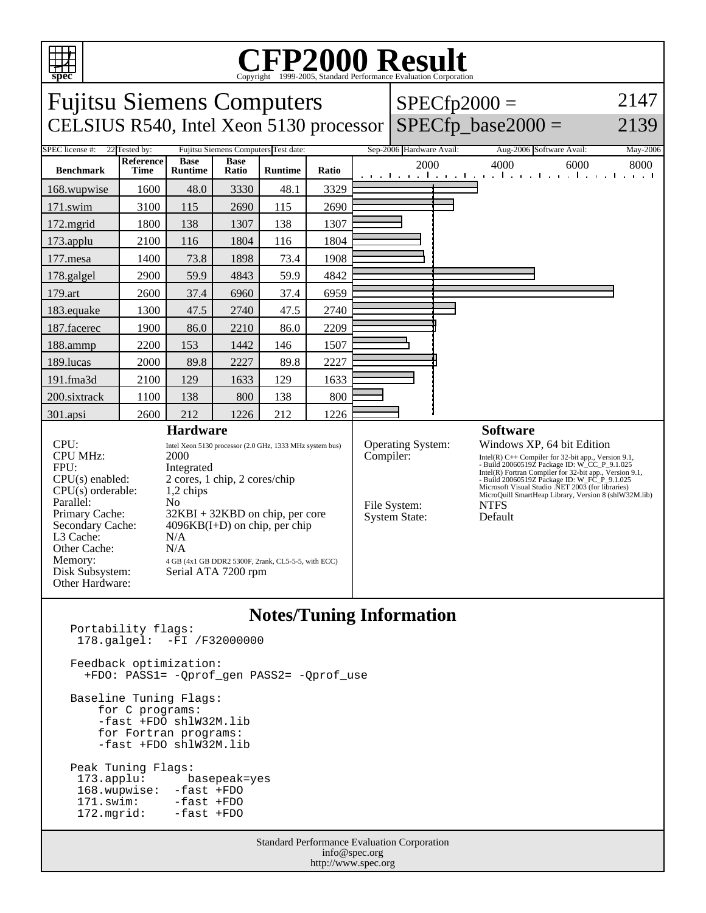# CFP2000 Result

Copyright 1999-2005, Standard Performance Evaluation Corporation

## Fujitsu Siemens Computers
CELSIUS R540, Intel Xeon 5130 processor

SPECfp2000 = 2147
SPECfp_base2000 = 2139

SPEC license #: 22 Tested by: Fujitsu Siemens Computers Test date: Sep-2006 Hardware Avail: Aug-2006 Software Avail: May-2006

| Benchmark | Reference Time | Base Runtime | Base Ratio | Runtime | Ratio |
|---|---|---|---|---|---|
| 168.wupwise | 1600 | 48.0 | 3330 | 48.1 | 3329 |
| 171.swim | 3100 | 115 | 2690 | 115 | 2690 |
| 172.mgrid | 1800 | 138 | 1307 | 138 | 1307 |
| 173.applu | 2100 | 116 | 1804 | 116 | 1804 |
| 177.mesa | 1400 | 73.8 | 1898 | 73.4 | 1908 |
| 178.galgel | 2900 | 59.9 | 4843 | 59.9 | 4842 |
| 179.art | 2600 | 37.4 | 6960 | 37.4 | 6959 |
| 183.equake | 1300 | 47.5 | 2740 | 47.5 | 2740 |
| 187.facerec | 1900 | 86.0 | 2210 | 86.0 | 2209 |
| 188.ammp | 2200 | 153 | 1442 | 146 | 1507 |
| 189.lucas | 2000 | 89.8 | 2227 | 89.8 | 2227 |
| 191.fma3d | 2100 | 129 | 1633 | 129 | 1633 |
| 200.sixtrack | 1100 | 138 | 800 | 138 | 800 |
| 301.apsi | 2600 | 212 | 1226 | 212 | 1226 |

### Hardware

- CPU: Intel Xeon 5130 processor (2.0 GHz, 1333 MHz system bus)
- CPU MHz: 2000
- FPU: Integrated
- CPU(s) enabled: 2 cores, 1 chip, 2 cores/chip
- CPU(s) orderable: 1,2 chips
- Parallel: No
- Primary Cache: 32KBI + 32KBD on chip, per core
- Secondary Cache: 4096KB(I+D) on chip, per chip
- L3 Cache: N/A
- Other Cache: N/A
- Memory: 4 GB (4x1 GB DDR2 5300F, 2rank, CL5-5-5, with ECC)
- Disk Subsystem: Serial ATA 7200 rpm
- Other Hardware:

### Software

- Operating System: Windows XP, 64 bit Edition
- Compiler: Intel(R) C++ Compiler for 32-bit app., Version 9.1, - Build 20060519Z Package ID: W_CC_P_9.1.025; Intel(R) Fortran Compiler for 32-bit app., Version 9.1, - Build 20060519Z Package ID: W_FC_P_9.1.025; Microsoft Visual Studio .NET 2003 (for libraries); MicroQuill SmartHeap Library, Version 8 (shlW32M.lib)
- File System: NTFS
- System State: Default

### Notes/Tuning Information

```
Portability flags:
 178.galgel:  -FI /F32000000

Feedback optimization:
   +FDO: PASS1= -Qprof_gen PASS2= -Qprof_use

Baseline Tuning Flags:
    for C programs:
    -fast +FDO shlW32M.lib
    for Fortran programs:
    -fast +FDO shlW32M.lib

Peak Tuning Flags:
 173.applu:      basepeak=yes
 168.wupwise:  -fast +FDO
 171.swim:     -fast +FDO
 172.mgrid:    -fast +FDO
```

Standard Performance Evaluation Corporation
info@spec.org
http://www.spec.org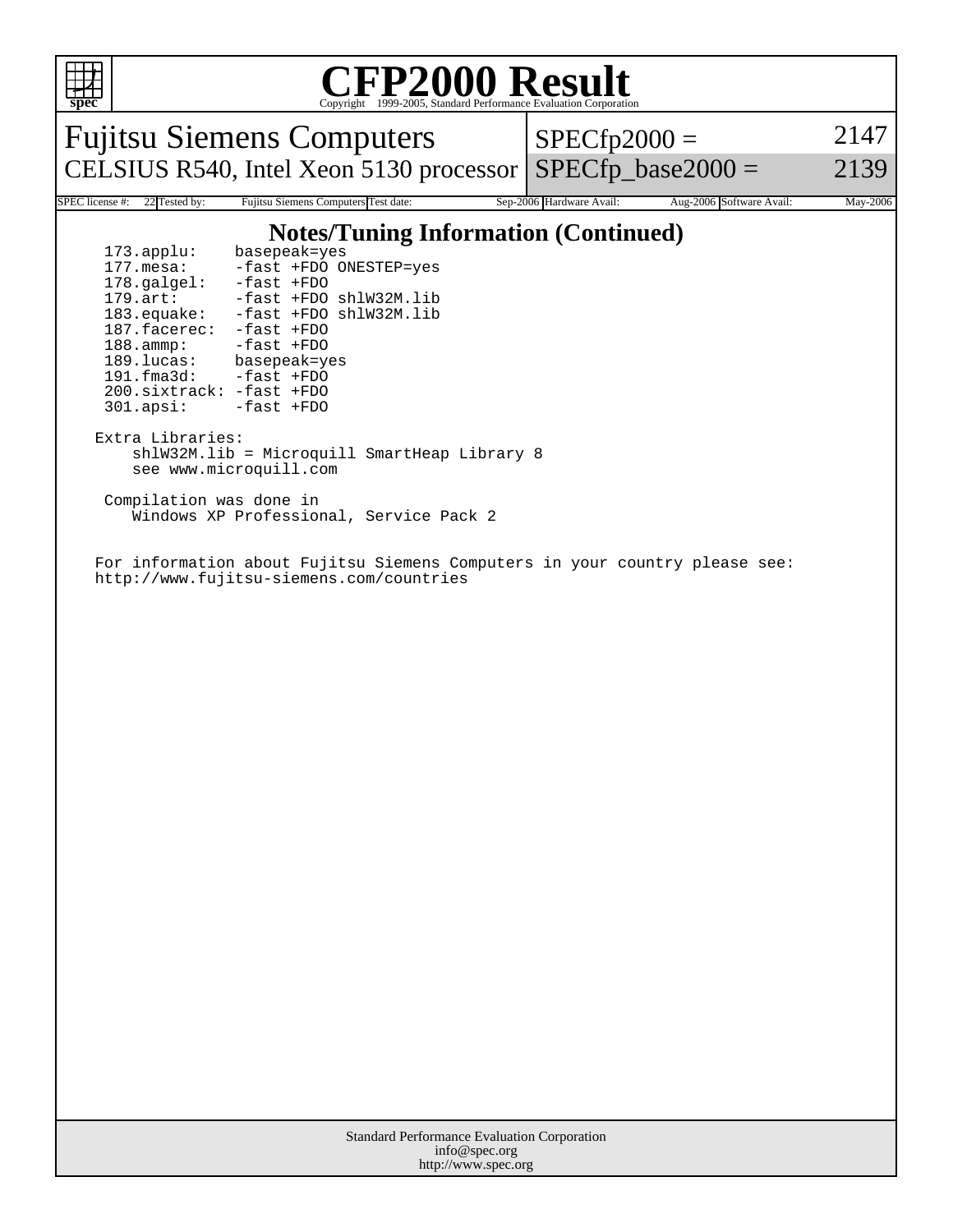# CFP2000 Result

Copyright 1999-2005, Standard Performance Evaluation Corporation

| Fujitsu Siemens Computers | SPECfp2000 = | 2147 |
|---|---|---|
| CELSIUS R540, Intel Xeon 5130 processor | SPECfp_base2000 = | 2139 |

| SPEC license #: | 22 | Tested by: | Fujitsu Siemens Computers | Test date: | Sep-2006 | Hardware Avail: | Aug-2006 | Software Avail: | May-2006 |
|---|---|---|---|---|---|---|---|---|---|

## Notes/Tuning Information (Continued)

```
  173.applu:     basepeak=yes
  177.mesa:      -fast +FDO ONESTEP=yes
  178.galgel:    -fast +FDO
  179.art:       -fast +FDO shlW32M.lib
  183.equake:    -fast +FDO shlW32M.lib
  187.facerec:   -fast +FDO
  188.ammp:      -fast +FDO
  189.lucas:     basepeak=yes
  191.fma3d:     -fast +FDO
  200.sixtrack: -fast +FDO
  301.apsi:      -fast +FDO

Extra Libraries:
    shlW32M.lib = Microquill SmartHeap Library 8
    see www.microquill.com

  Compilation was done in
    Windows XP Professional, Service Pack 2


For information about Fujitsu Siemens Computers in your country please see:
http://www.fujitsu-siemens.com/countries
```

Standard Performance Evaluation Corporation
info@spec.org
http://www.spec.org